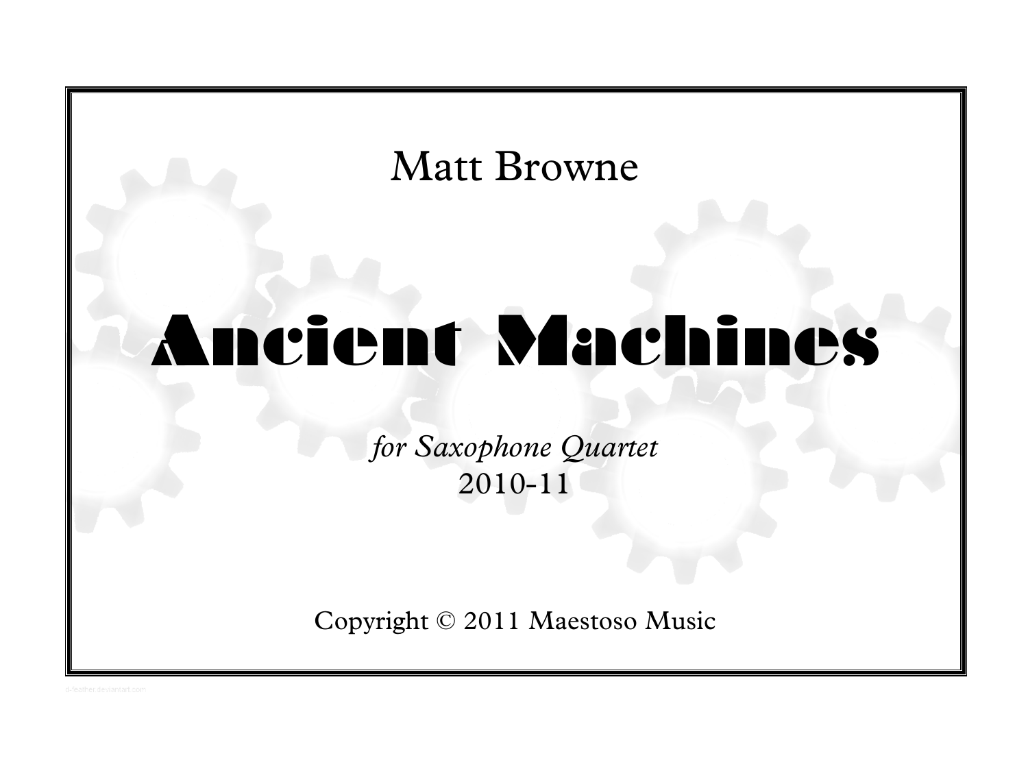Matt Browne

# Ancient Machines

*for Saxophone Quartet*
2010-11

Copyright © 2011 Maestoso Music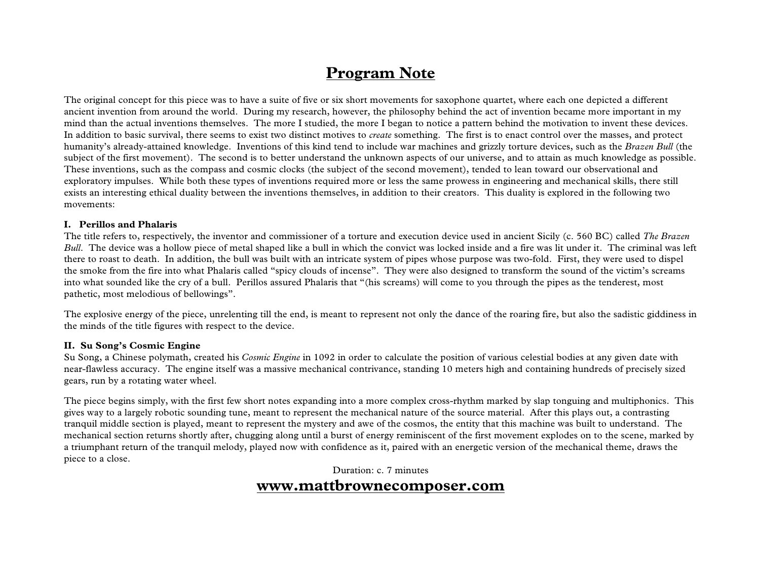# Program Note

The original concept for this piece was to have a suite of five or six short movements for saxophone quartet, where each one depicted a different ancient invention from around the world. During my research, however, the philosophy behind the act of invention became more important in my mind than the actual inventions themselves. The more I studied, the more I began to notice a pattern behind the motivation to invent these devices. In addition to basic survival, there seems to exist two distinct motives to *create* something. The first is to enact control over the masses, and protect humanity's already-attained knowledge. Inventions of this kind tend to include war machines and grizzly torture devices, such as the *Brazen Bull* (the subject of the first movement). The second is to better understand the unknown aspects of our universe, and to attain as much knowledge as possible. These inventions, such as the compass and cosmic clocks (the subject of the second movement), tended to lean toward our observational and exploratory impulses. While both these types of inventions required more or less the same prowess in engineering and mechanical skills, there still exists an interesting ethical duality between the inventions themselves, in addition to their creators. This duality is explored in the following two movements:

**I. Perillos and Phalaris**

The title refers to, respectively, the inventor and commissioner of a torture and execution device used in ancient Sicily (c. 560 BC) called *The Brazen Bull*. The device was a hollow piece of metal shaped like a bull in which the convict was locked inside and a fire was lit under it. The criminal was left there to roast to death. In addition, the bull was built with an intricate system of pipes whose purpose was two-fold. First, they were used to dispel the smoke from the fire into what Phalaris called "spicy clouds of incense". They were also designed to transform the sound of the victim's screams into what sounded like the cry of a bull. Perillos assured Phalaris that "(his screams) will come to you through the pipes as the tenderest, most pathetic, most melodious of bellowings".

The explosive energy of the piece, unrelenting till the end, is meant to represent not only the dance of the roaring fire, but also the sadistic giddiness in the minds of the title figures with respect to the device.

**II. Su Song's Cosmic Engine**

Su Song, a Chinese polymath, created his *Cosmic Engine* in 1092 in order to calculate the position of various celestial bodies at any given date with near-flawless accuracy. The engine itself was a massive mechanical contrivance, standing 10 meters high and containing hundreds of precisely sized gears, run by a rotating water wheel.

The piece begins simply, with the first few short notes expanding into a more complex cross-rhythm marked by slap tonguing and multiphonics. This gives way to a largely robotic sounding tune, meant to represent the mechanical nature of the source material. After this plays out, a contrasting tranquil middle section is played, meant to represent the mystery and awe of the cosmos, the entity that this machine was built to understand. The mechanical section returns shortly after, chugging along until a burst of energy reminiscent of the first movement explodes on to the scene, marked by a triumphant return of the tranquil melody, played now with confidence as it, paired with an energetic version of the mechanical theme, draws the piece to a close.

Duration: c. 7 minutes

**www.mattbrownecomposer.com**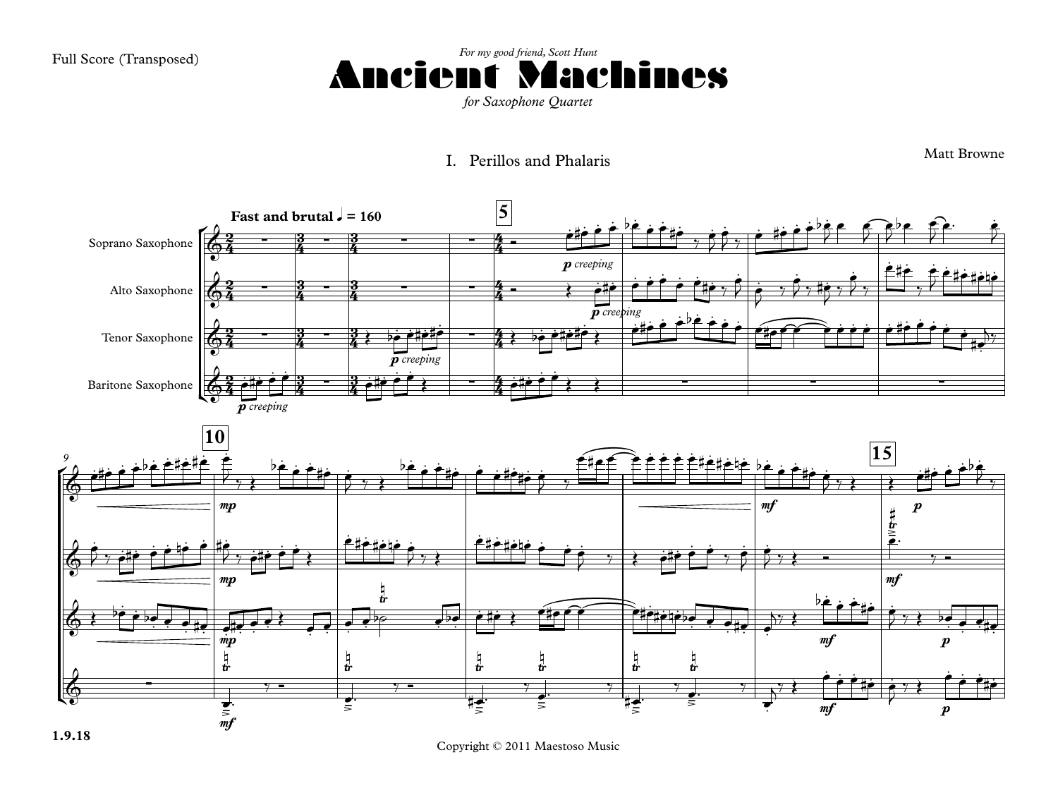Full Score (Transposed)

*For my good friend, Scott Hunt*

# Ancient Machines

*for Saxophone Quartet*

Matt Browne

## I. Perillos and Phalaris

**Fast and brutal** ♩ = 160

Soprano Saxophone

Alto Saxophone

Tenor Saxophone

Baritone Saxophone

*p creeping*

1.9.18

Copyright © 2011 Maestoso Music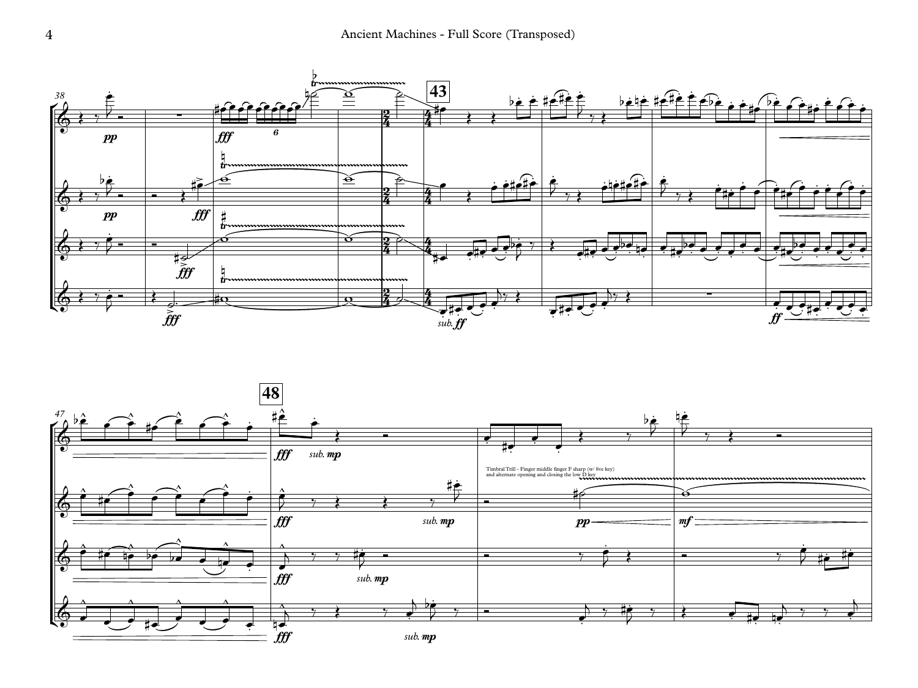Timbral Trill - Finger middle finger F sharp (w/ 8ve key) and alternate opening and closing the low D key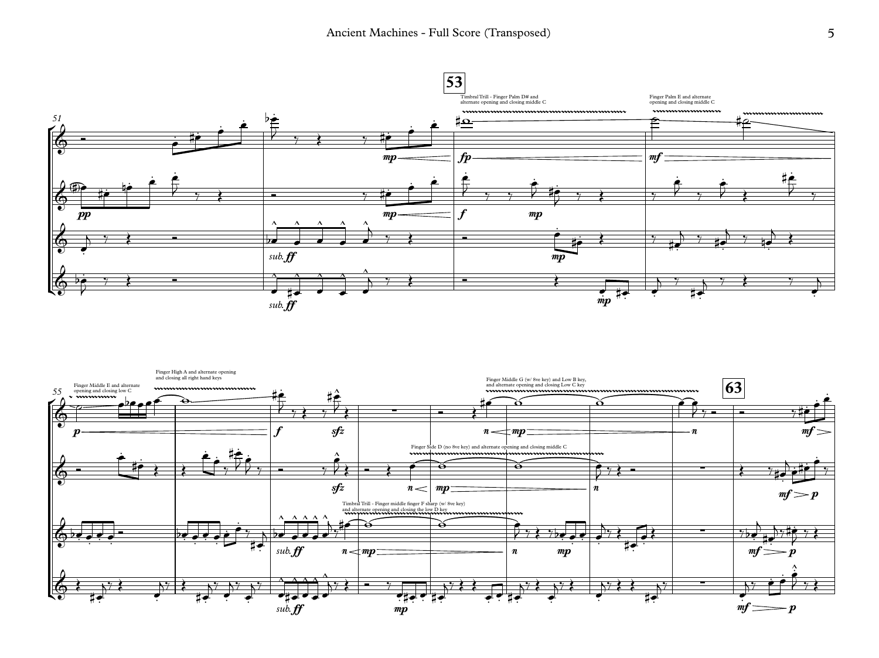53

Timbral Trill - Finger Palm D# and alternate opening and closing middle C

Finger Palm E and alternate opening and closing middle C

Finger Middle E and alternate opening and closing low C

Finger High A and alternate opening and closing all right hand keys

Finger Middle G (w/ 8ve key) and Low B key, and alternate opening and closing Low C key

63

Finger Side D (no 8ve key) and alternate opening and closing middle C

Timbral Trill - Finger middle finger F sharp (w/ 8ve key) and alternate opening and closing the low D key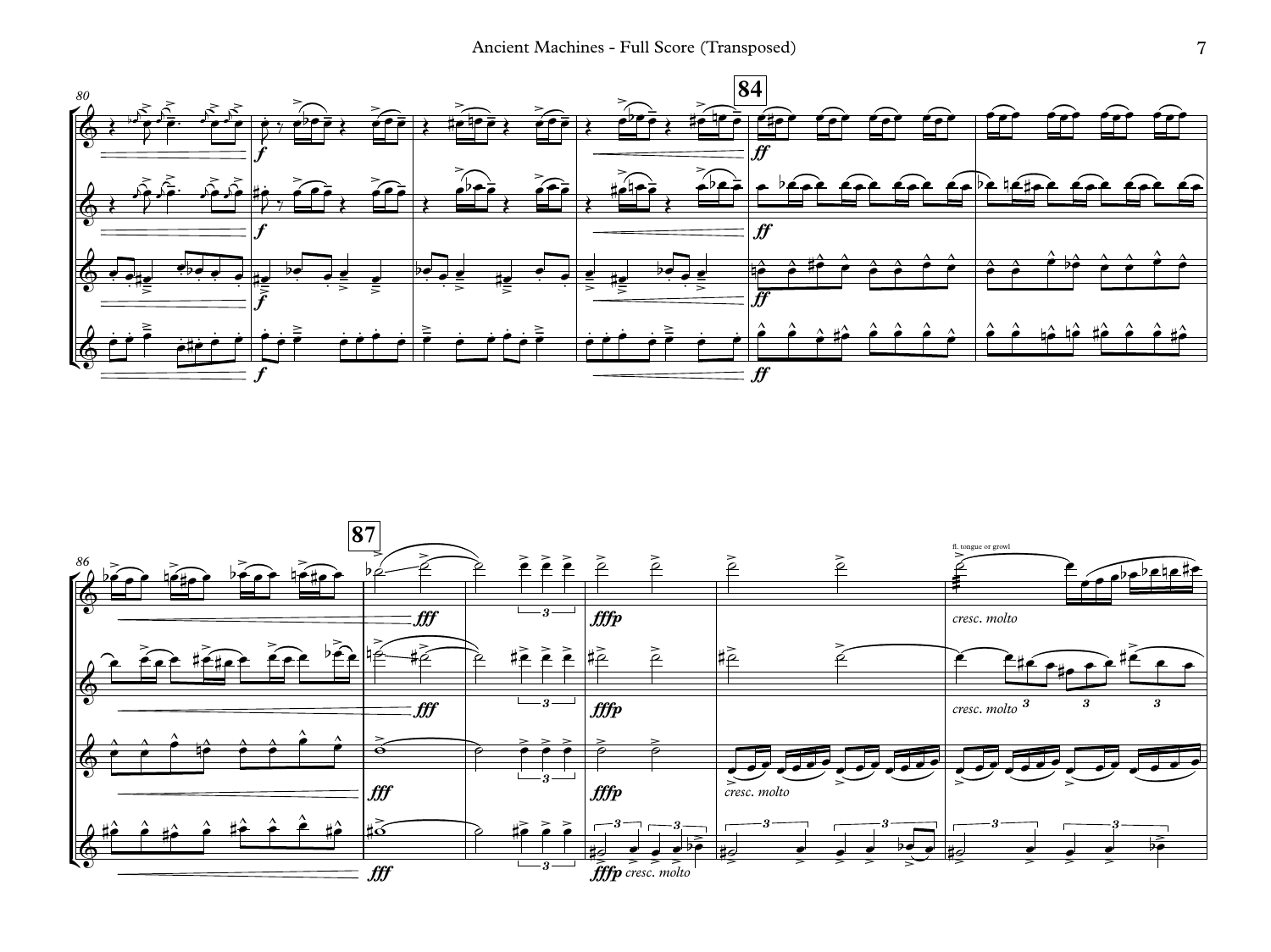80

*f*

84

*ff*

86

87

*fff*

*fffp*

fl. tongue or growl

*cresc. molto*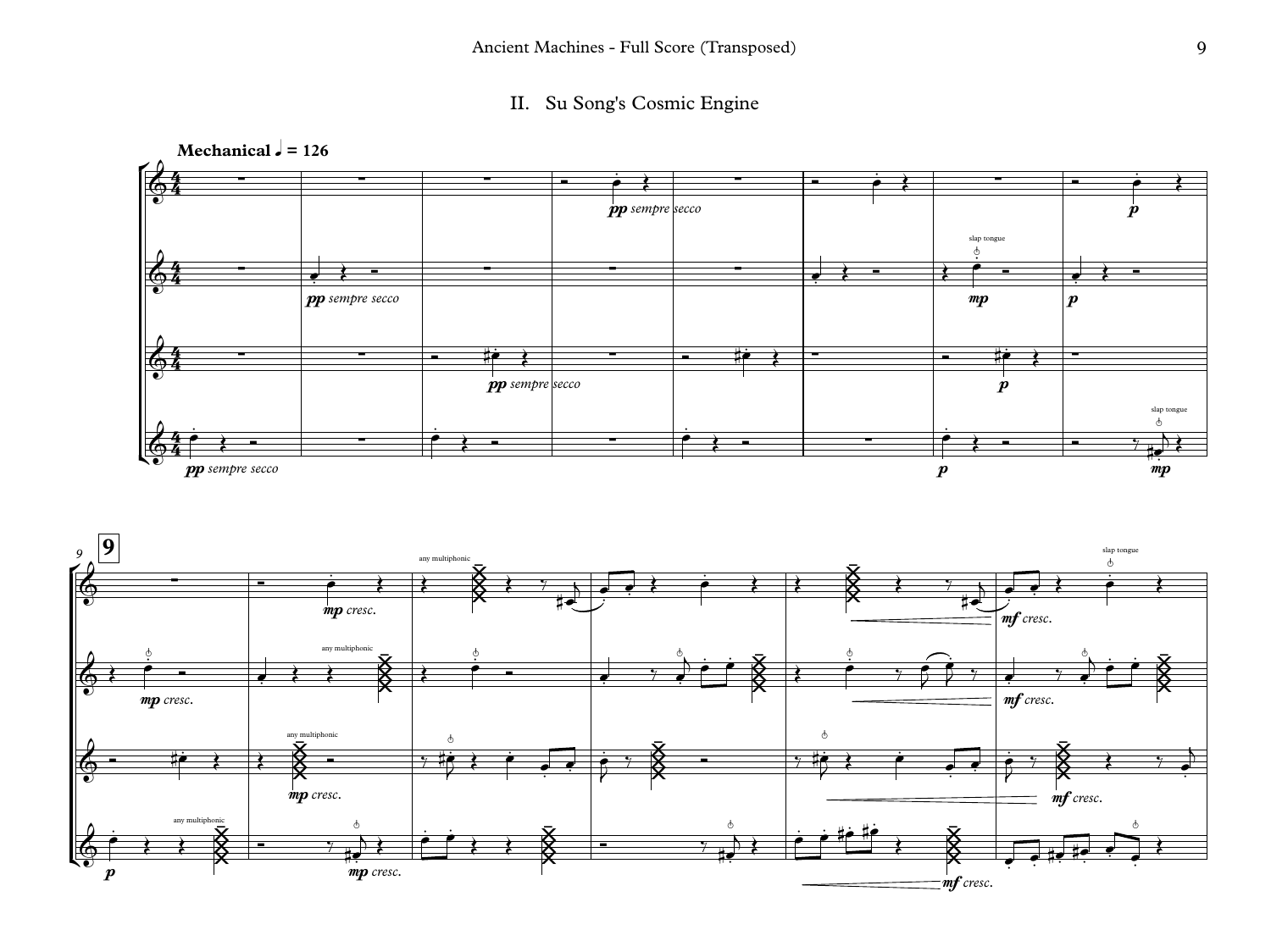## II. Su Song's Cosmic Engine

**Mechanical** ♩ = 126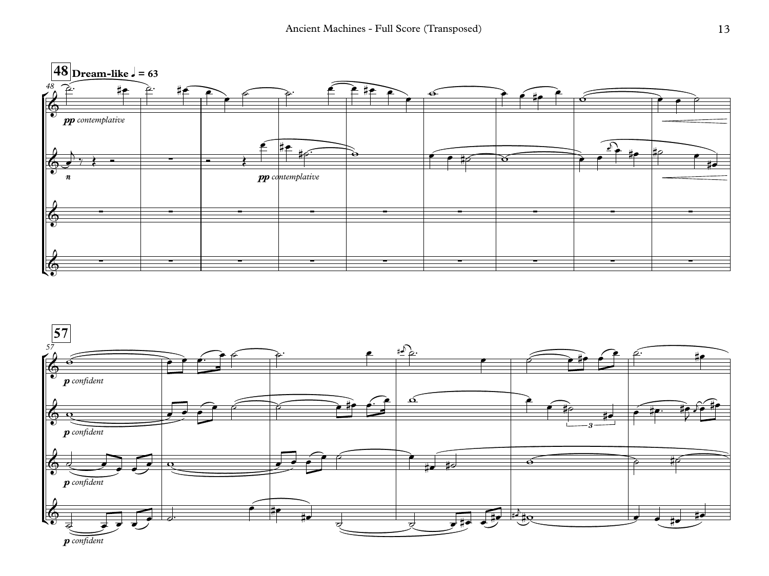**48** **Dream-like ♩ = 63**

*pp contemplative*

*n*

*pp contemplative*

**57**

*p confident*

*p confident*

*p confident*

*p confident*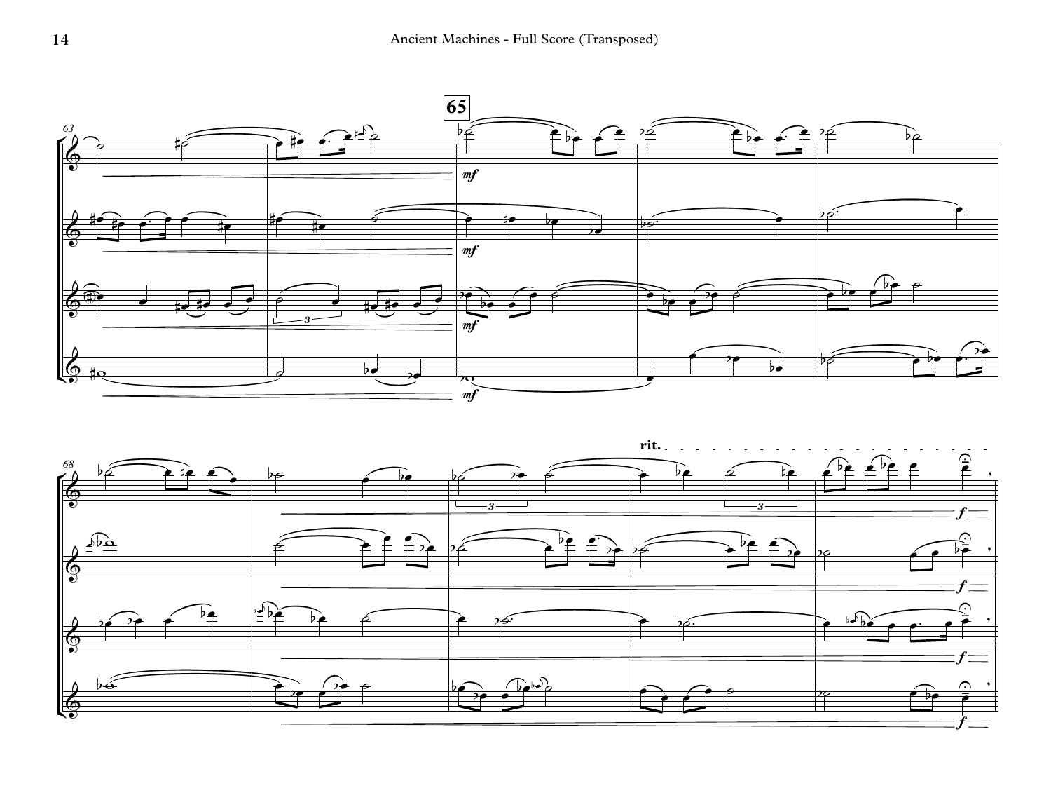65

rit.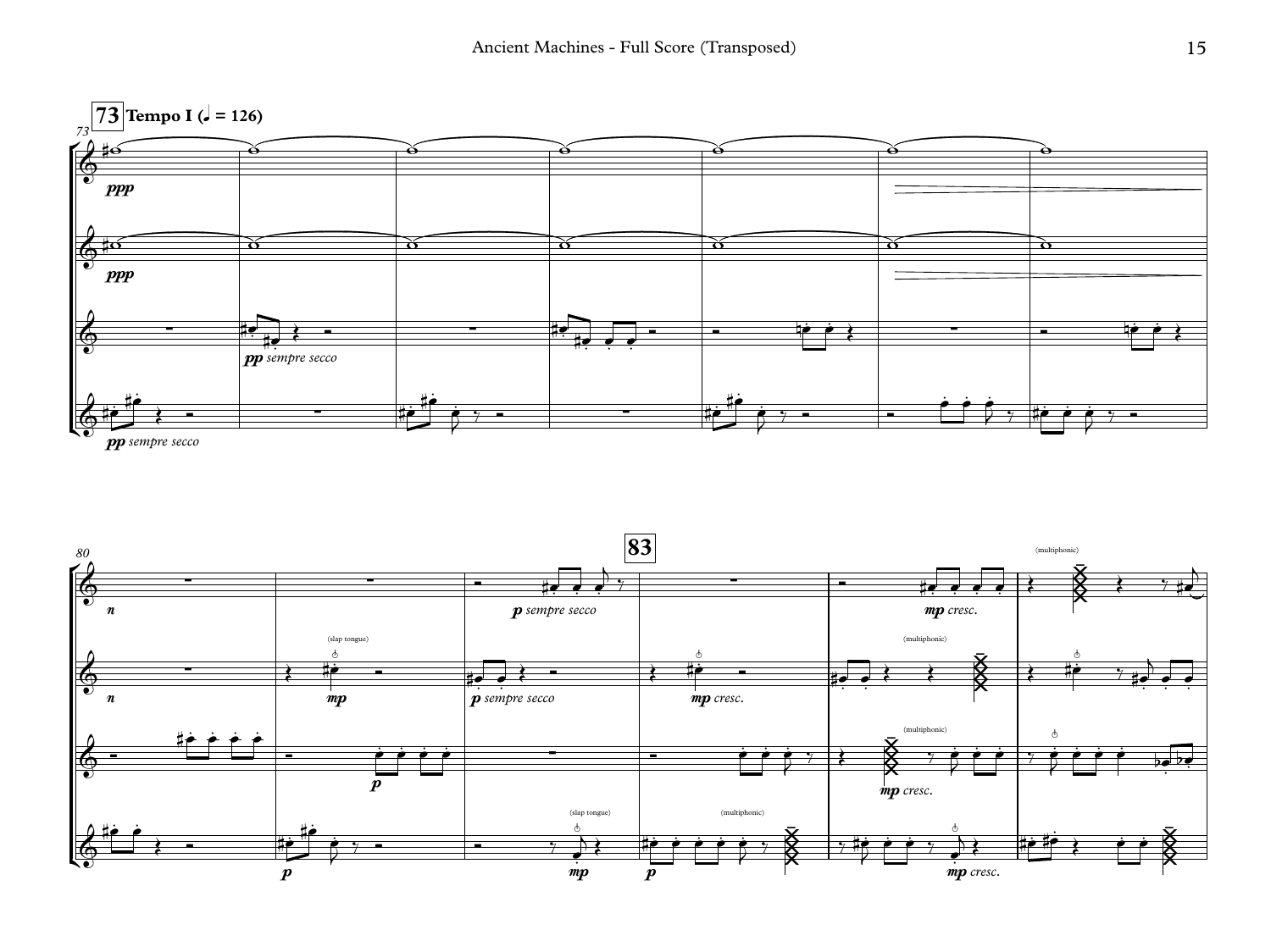**73** **Tempo I (♩. = 126)**

73

*ppp*

*ppp*

*pp sempre secco*

*pp sempre secco*

80

**83**

*n*

*p sempre secco*

*mp cresc.*

(multiphonic)

(slap tongue)

*n*

*mp*

*p sempre secco*

*mp cresc.*

(multiphonic)

(multiphonic)

*p*

*mp cresc.*

(slap tongue)

(multiphonic)

*p*

*mp*

*p*

*mp cresc.*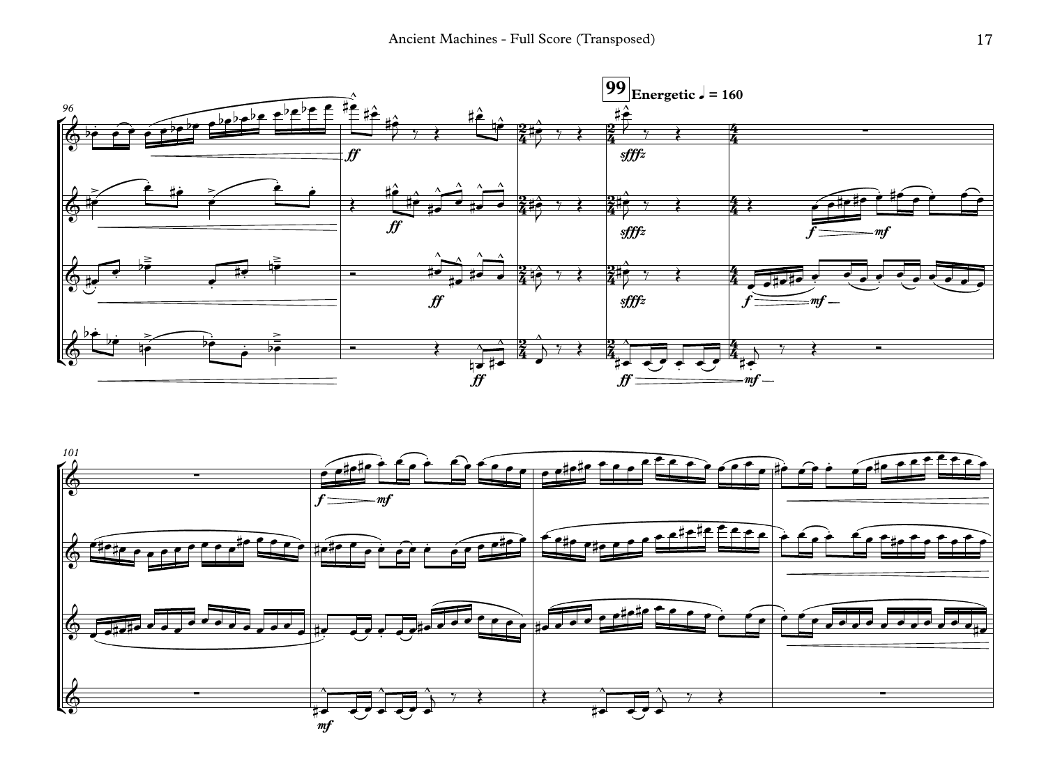**99** **Energetic ♩ = 160**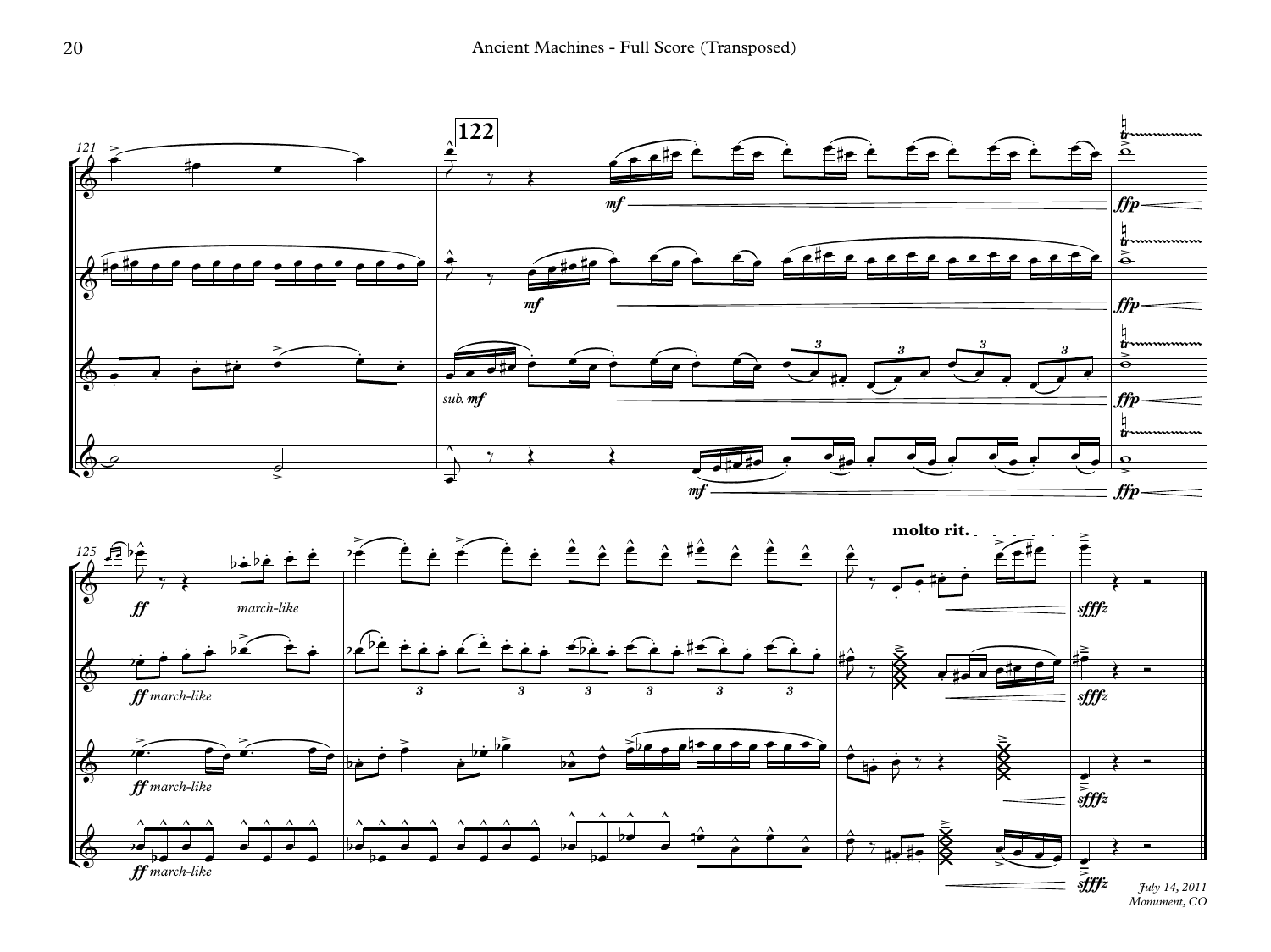121

**122**

*mf*

*mf*

*sub.* *mf*

*mf*

*ffp*

*ffp*

*ffp*

*ffp*

125

**molto rit.**

*ff*

*march-like*

*ff march-like*

*ff march-like*

*ff march-like*

*sfffz*

*sfffz*

*sfffz*

*sfffz*

*July 14, 2011*
*Monument, CO*